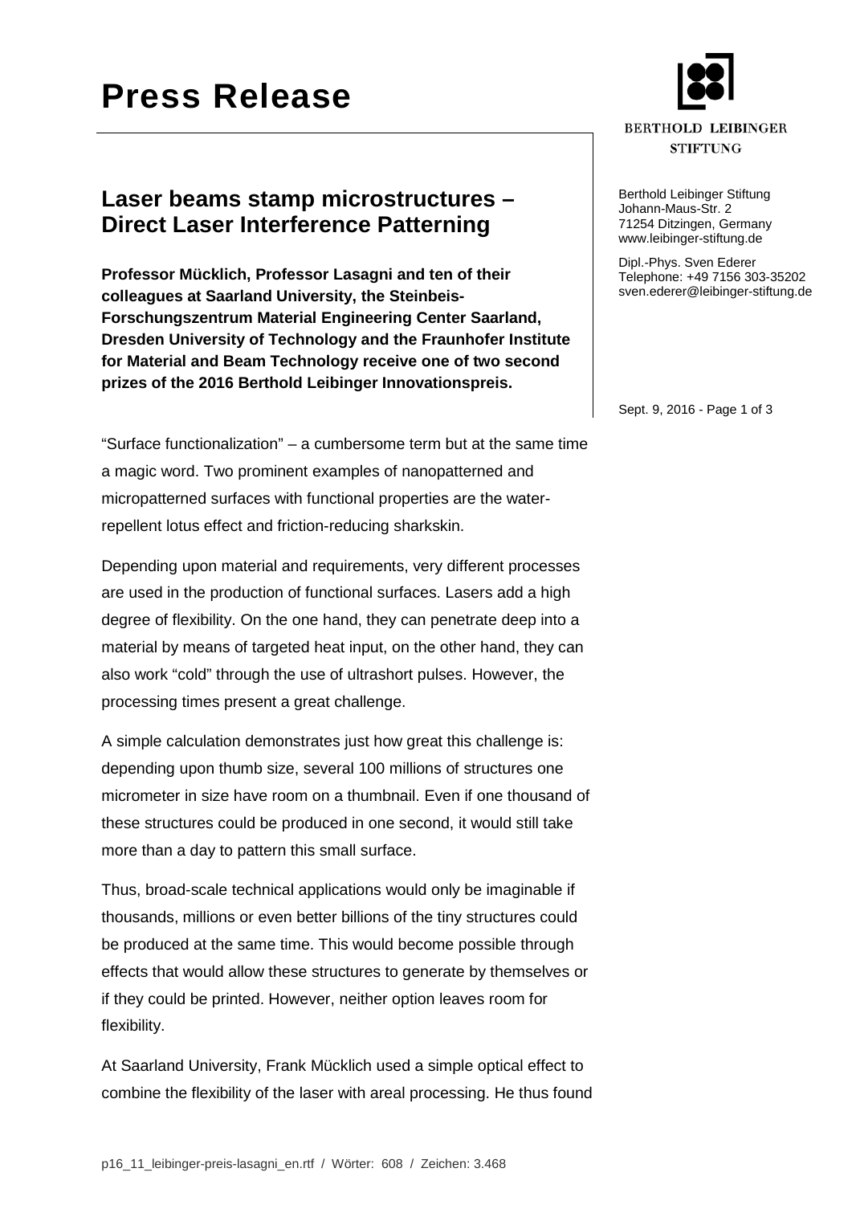# Press Release

## Laser beams stamp microstructures – Direct Laser Interference Patterning

**Professor Mücklich, Professor Lasagni and ten of their colleagues at Saarland University, the Steinbeis-Forschungszentrum Material Engineering Center Saarland, Dresden University of Technology and the Fraunhofer Institute for Material and Beam Technology receive one of two second prizes of the 2016 Berthold Leibinger Innovationspreis.**

BERTHOLD LEIBINGER STIFTUNG

Berthold Leibinger Stiftung
Johann-Maus-Str. 2
71254 Ditzingen, Germany
www.leibinger-stiftung.de

Dipl.-Phys. Sven Ederer
Telephone: +49 7156 303-35202
sven.ederer@leibinger-stiftung.de

Sept. 9, 2016

"Surface functionalization" – a cumbersome term but at the same time a magic word. Two prominent examples of nanopatterned and micropatterned surfaces with functional properties are the water-repellent lotus effect and friction-reducing sharkskin.

Depending upon material and requirements, very different processes are used in the production of functional surfaces. Lasers add a high degree of flexibility. On the one hand, they can penetrate deep into a material by means of targeted heat input, on the other hand, they can also work "cold" through the use of ultrashort pulses. However, the processing times present a great challenge.

A simple calculation demonstrates just how great this challenge is: depending upon thumb size, several 100 millions of structures one micrometer in size have room on a thumbnail. Even if one thousand of these structures could be produced in one second, it would still take more than a day to pattern this small surface.

Thus, broad-scale technical applications would only be imaginable if thousands, millions or even better billions of the tiny structures could be produced at the same time. This would become possible through effects that would allow these structures to generate by themselves or if they could be printed. However, neither option leaves room for flexibility.

At Saarland University, Frank Mücklich used a simple optical effect to combine the flexibility of the laser with areal processing. He thus found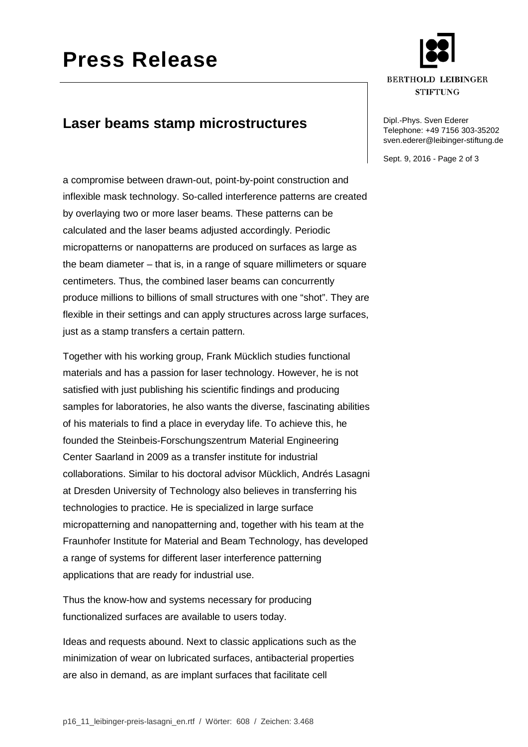a compromise between drawn-out, point-by-point construction and inflexible mask technology. So-called interference patterns are created by overlaying two or more laser beams. These patterns can be calculated and the laser beams adjusted accordingly. Periodic micropatterns or nanopatterns are produced on surfaces as large as the beam diameter – that is, in a range of square millimeters or square centimeters. Thus, the combined laser beams can concurrently produce millions to billions of small structures with one “shot”. They are flexible in their settings and can apply structures across large surfaces, just as a stamp transfers a certain pattern.

Together with his working group, Frank Mücklich studies functional materials and has a passion for laser technology. However, he is not satisfied with just publishing his scientific findings and producing samples for laboratories, he also wants the diverse, fascinating abilities of his materials to find a place in everyday life. To achieve this, he founded the Steinbeis-Forschungszentrum Material Engineering Center Saarland in 2009 as a transfer institute for industrial collaborations. Similar to his doctoral advisor Mücklich, Andrés Lasagni at Dresden University of Technology also believes in transferring his technologies to practice. He is specialized in large surface micropatterning and nanopatterning and, together with his team at the Fraunhofer Institute for Material and Beam Technology, has developed a range of systems for different laser interference patterning applications that are ready for industrial use.

Thus the know-how and systems necessary for producing functionalized surfaces are available to users today.

Ideas and requests abound. Next to classic applications such as the minimization of wear on lubricated surfaces, antibacterial properties are also in demand, as are implant surfaces that facilitate cell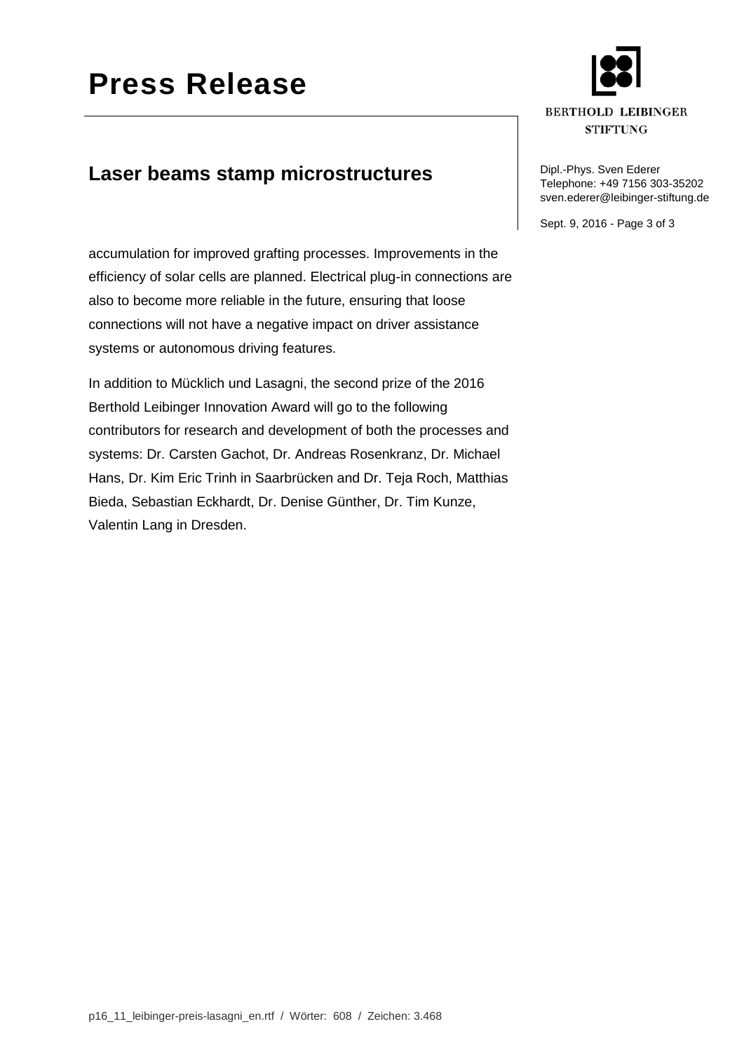# Press Release

## Laser beams stamp microstructures

BERTHOLD LEIBINGER STIFTUNG

Dipl.-Phys. Sven Ederer
Telephone: +49 7156 303-35202
sven.ederer@leibinger-stiftung.de

Sept. 9, 2016

accumulation for improved grafting processes. Improvements in the efficiency of solar cells are planned. Electrical plug-in connections are also to become more reliable in the future, ensuring that loose connections will not have a negative impact on driver assistance systems or autonomous driving features.

In addition to Mücklich und Lasagni, the second prize of the 2016 Berthold Leibinger Innovation Award will go to the following contributors for research and development of both the processes and systems: Dr. Carsten Gachot, Dr. Andreas Rosenkranz, Dr. Michael Hans, Dr. Kim Eric Trinh in Saarbrücken and Dr. Teja Roch, Matthias Bieda, Sebastian Eckhardt, Dr. Denise Günther, Dr. Tim Kunze, Valentin Lang in Dresden.

p16_11_leibinger-preis-lasagni_en.rtf / Wörter: 608 / Zeichen: 3.468